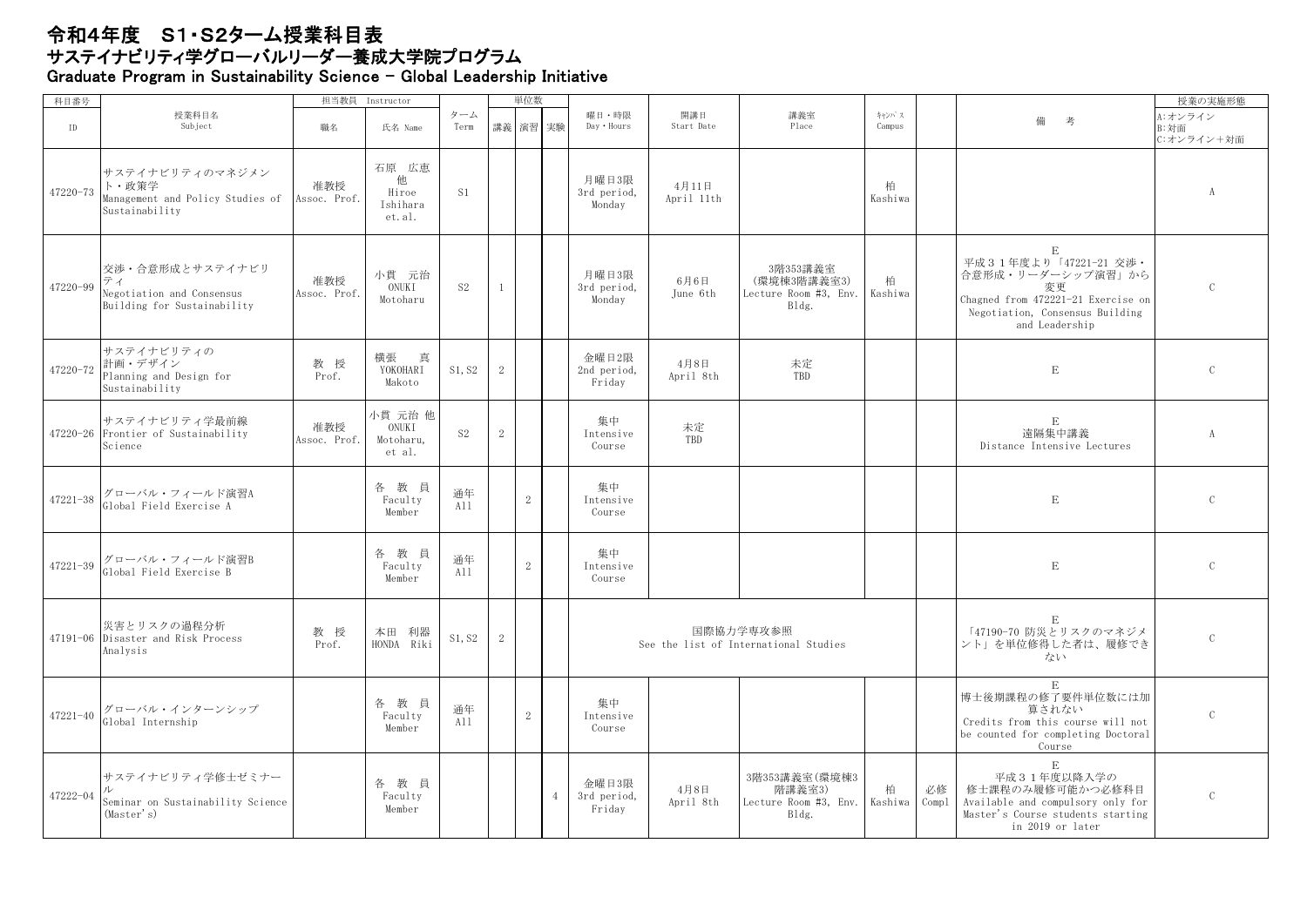# 令和4年度　S1・S2ターム授業科目表

## サステイナビリティ学グローバルリーダー養成大学院プログラム

## Graduate Program in Sustainability Science - Global Leadership Initiative

| 科目番号 ID | 授業科目名 Subject | 担当教員 Instructor 職名 | 氏名 Name | ターム Term | 単位数 講義 | 演習 | 実験 | 曜日・時限 Day・Hours | 開講日 Start Date | 講義室 Place | ｷｬﾝﾊﾟｽ Campus | | 備考 | 授業の実施形態 A:オンライン B:対面 C:オンライン＋対面 |
|---|---|---|---|---|---|---|---|---|---|---|---|---|---|---|
| 47220-73 | サステイナビリティのマネジメント・政策学 Management and Policy Studies of Sustainability | 准教授 Assoc. Prof. | 石原 広恵 他 Hiroe Ishihara et.al. | S1 | | | | 月曜日3限 3rd period, Monday | 4月11日 April 11th | | 柏 Kashiwa | | | A |
| 47220-99 | 交渉・合意形成とサステイナビリティ Negotiation and Consensus Building for Sustainability | 准教授 Assoc. Prof. | 小貫 元治 ONUKI Motoharu | S2 | 1 | | | 月曜日3限 3rd period, Monday | 6月6日 June 6th | 3階353講義室 (環境棟3階講義室3) Lecture Room #3, Env. Bldg. | 柏 Kashiwa | | E 平成３１年度より「47221-21 交渉・合意形成・リーダーシップ演習」から変更 Chagned from 472221-21 Exercise on Negotiation, Consensus Building and Leadership | C |
| 47220-72 | サステイナビリティの計画・デザイン Planning and Design for Sustainability | 教授 Prof. | 横張 真 YOKOHARI Makoto | S1, S2 | 2 | | | 金曜日2限 2nd period, Friday | 4月8日 April 8th | 未定 TBD | | | E | C |
| 47220-26 | サステイナビリティ学最前線 Frontier of Sustainability Science | 准教授 Assoc. Prof. | 小貫 元治 他 ONUKI Motoharu, et al. | S2 | 2 | | | 集中 Intensive Course | 未定 TBD | | | | E 遠隔集中講義 Distance Intensive Lectures | A |
| 47221-38 | グローバル・フィールド演習A Global Field Exercise A | | 各 教 員 Faculty Member | 通年 All | | 2 | | 集中 Intensive Course | | | | | E | C |
| 47221-39 | グローバル・フィールド演習B Global Field Exercise B | | 各 教 員 Faculty Member | 通年 All | | 2 | | 集中 Intensive Course | | | | | E | C |
| 47191-06 | 災害とリスクの過程分析 Disaster and Risk Process Analysis | 教授 Prof. | 本田 利器 HONDA Riki | S1, S2 | 2 | | | 国際協力学専攻参照 See the list of International Studies | | | | | E 「47190-70 防災とリスクのマネジメント」を単位修得した者は、履修できない | C |
| 47221-40 | グローバル・インターンシップ Global Internship | | 各 教 員 Faculty Member | 通年 All | | 2 | | 集中 Intensive Course | | | | | E 博士後期課程の修了要件単位数には加算されない Credits from this course will not be counted for completing Doctoral Course | C |
| 47222-04 | サステイナビリティ学修士ゼミナール Seminar on Sustainability Science (Master's) | | 各 教 員 Faculty Member | | | | 4 | 金曜日3限 3rd period, Friday | 4月8日 April 8th | 3階353講義室(環境棟3階講義室3) Lecture Room #3, Env. Bldg. | 柏 Kashiwa | 必修 Compl | E 平成３１年度以降入学の修士課程のみ履修可能かつ必修科目 Available and compulsory only for Master's Course students starting in 2019 or later | C |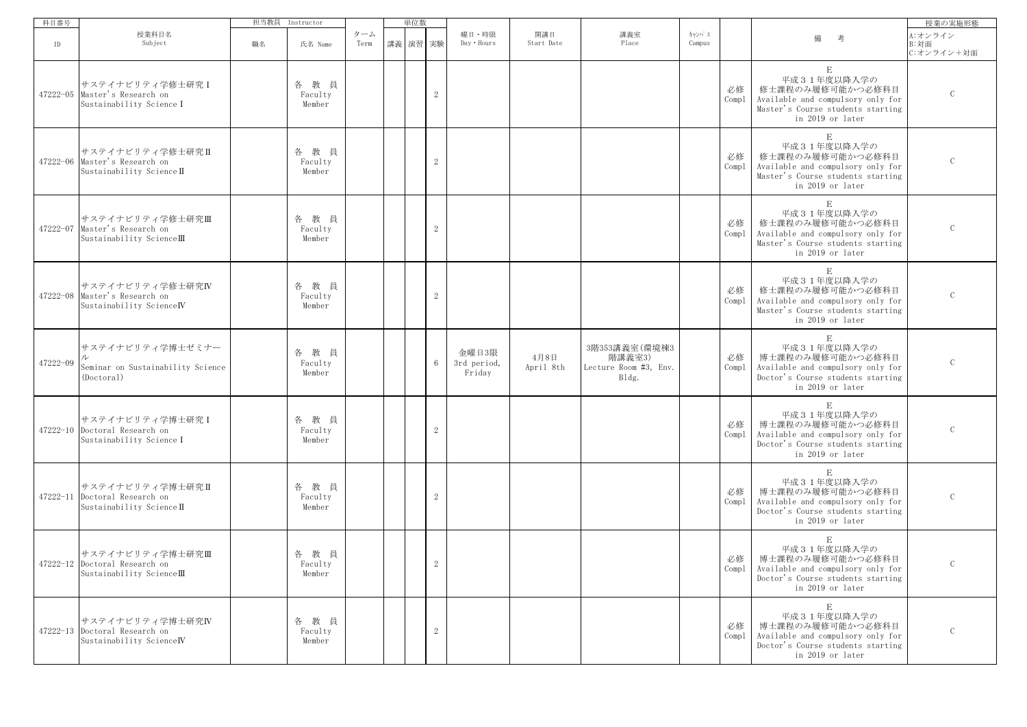| 科目番号 | 授業科目名 | 担当教員 Instructor | | ターム | 単位数 | | | 曜日・時限 | 開講日 | 講義室 | ｷｬﾝﾊﾟｽ | | 備考 | 授業の実施形態 |
|---|---|---|---|---|---|---|---|---|---|---|---|---|---|---|
| ID | Subject | 職名 | 氏名 Name | Term | 講義 | 演習 | 実験 | Day・Hours | Start Date | Place | Campus | | | A:オンライン B:対面 C:オンライン＋対面 |
| 47222-05 | サステイナビリティ学修士研究Ⅰ Master's Research on Sustainability ScienceⅠ | | 各教員 Faculty Member | | | | 2 | | | | | 必修 Compl | E 平成３１年度以降入学の 修士課程のみ履修可能かつ必修科目 Available and compulsory only for Master's Course students starting in 2019 or later | C |
| 47222-06 | サステイナビリティ学修士研究Ⅱ Master's Research on Sustainability ScienceⅡ | | 各教員 Faculty Member | | | | 2 | | | | | 必修 Compl | E 平成３１年度以降入学の 修士課程のみ履修可能かつ必修科目 Available and compulsory only for Master's Course students starting in 2019 or later | C |
| 47222-07 | サステイナビリティ学修士研究Ⅲ Master's Research on Sustainability ScienceⅢ | | 各教員 Faculty Member | | | | 2 | | | | | 必修 Compl | E 平成３１年度以降入学の 修士課程のみ履修可能かつ必修科目 Available and compulsory only for Master's Course students starting in 2019 or later | C |
| 47222-08 | サステイナビリティ学修士研究Ⅳ Master's Research on Sustainability ScienceⅣ | | 各教員 Faculty Member | | | | 2 | | | | | 必修 Compl | E 平成３１年度以降入学の 修士課程のみ履修可能かつ必修科目 Available and compulsory only for Master's Course students starting in 2019 or later | C |
| 47222-09 | サステイナビリティ学博士ゼミナール Seminar on Sustainability Science (Doctoral) | | 各教員 Faculty Member | | | | 6 | 金曜日3限 3rd period, Friday | 4月8日 April 8th | 3階353講義室(環境棟3階講義室3) Lecture Room #3, Env. Bldg. | | 必修 Compl | E 平成３１年度以降入学の 博士課程のみ履修可能かつ必修科目 Available and compulsory only for Doctor's Course students starting in 2019 or later | C |
| 47222-10 | サステイナビリティ学博士研究Ⅰ Doctoral Research on Sustainability ScienceⅠ | | 各教員 Faculty Member | | | | 2 | | | | | 必修 Compl | E 平成３１年度以降入学の 博士課程のみ履修可能かつ必修科目 Available and compulsory only for Doctor's Course students starting in 2019 or later | C |
| 47222-11 | サステイナビリティ学博士研究Ⅱ Doctoral Research on Sustainability ScienceⅡ | | 各教員 Faculty Member | | | | 2 | | | | | 必修 Compl | E 平成３１年度以降入学の 博士課程のみ履修可能かつ必修科目 Available and compulsory only for Doctor's Course students starting in 2019 or later | C |
| 47222-12 | サステイナビリティ学博士研究Ⅲ Doctoral Research on Sustainability ScienceⅢ | | 各教員 Faculty Member | | | | 2 | | | | | 必修 Compl | E 平成３１年度以降入学の 博士課程のみ履修可能かつ必修科目 Available and compulsory only for Doctor's Course students starting in 2019 or later | C |
| 47222-13 | サステイナビリティ学博士研究Ⅳ Doctoral Research on Sustainability ScienceⅣ | | 各教員 Faculty Member | | | | 2 | | | | | 必修 Compl | E 平成３１年度以降入学の 博士課程のみ履修可能かつ必修科目 Available and compulsory only for Doctor's Course students starting in 2019 or later | C |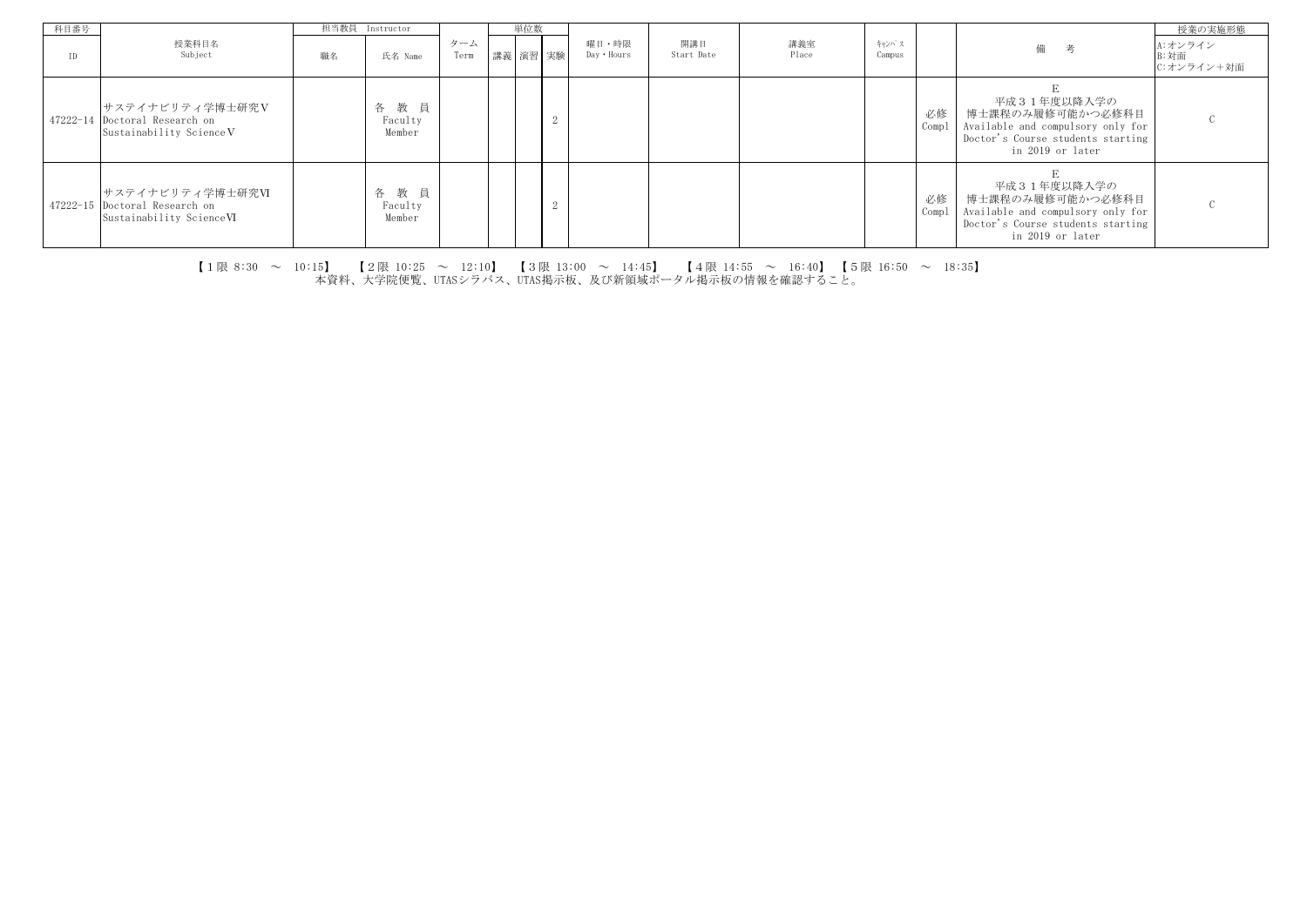| 科目番号 ID | 授業科目名 Subject | 担当教員 Instructor 職名 | 氏名 Name | ターム Term | 単位数 講義 | 演習 | 実験 | 曜日・時限 Day・Hours | 開講日 Start Date | 講義室 Place | ｷｬﾝﾊﾟｽ Campus | | 備考 | 授業の実施形態 A:オンライン B:対面 C:オンライン＋対面 |
|---|---|---|---|---|---|---|---|---|---|---|---|---|---|---|
| 47222-14 | サステイナビリティ学博士研究Ⅴ Doctoral Research on Sustainability ScienceⅤ | | 各教員 Faculty Member | | | | 2 | | | | | 必修 Compl | E 平成３１年度以降入学の 博士課程のみ履修可能かつ必修科目 Available and compulsory only for Doctor's Course students starting in 2019 or later | C |
| 47222-15 | サステイナビリティ学博士研究Ⅵ Doctoral Research on Sustainability ScienceⅥ | | 各教員 Faculty Member | | | | 2 | | | | | 必修 Compl | E 平成３１年度以降入学の 博士課程のみ履修可能かつ必修科目 Available and compulsory only for Doctor's Course students starting in 2019 or later | C |

【１限 8:30 ～ 10:15】 【２限 10:25 ～ 12:10】 【３限 13:00 ～ 14:45】 【４限 14:55 ～ 16:40】 【５限 16:50 ～ 18:35】

本資料、大学院便覧、UTASシラバス、UTAS掲示板、及び新領域ポータル掲示板の情報を確認すること。